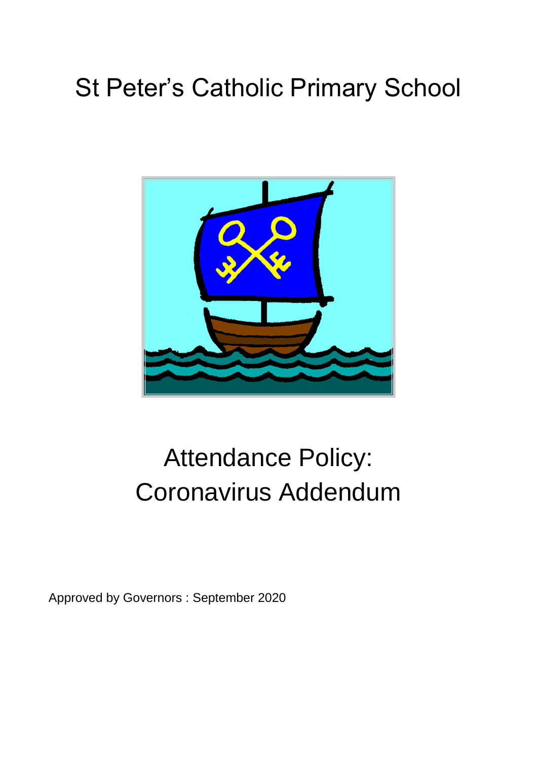# St Peter's Catholic Primary School

# Attendance Policy: Coronavirus Addendum

Approved by Governors : September 2020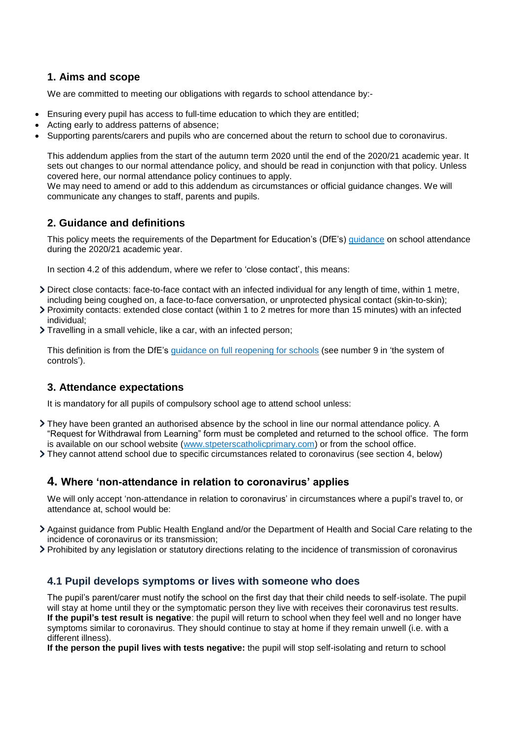## 1. Aims and scope

We are committed to meeting our obligations with regards to school attendance by:-

- Ensuring every pupil has access to full-time education to which they are entitled;
- Acting early to address patterns of absence;
- Supporting parents/carers and pupils who are concerned about the return to school due to coronavirus.

This addendum applies from the start of the autumn term 2020 until the end of the 2020/21 academic year. It sets out changes to our normal attendance policy, and should be read in conjunction with that policy. Unless covered here, our normal attendance policy continues to apply.
We may need to amend or add to this addendum as circumstances or official guidance changes. We will communicate any changes to staff, parents and pupils.

## 2. Guidance and definitions

This policy meets the requirements of the Department for Education's (DfE's) guidance on school attendance during the 2020/21 academic year.

In section 4.2 of this addendum, where we refer to 'close contact', this means:

- Direct close contacts: face-to-face contact with an infected individual for any length of time, within 1 metre, including being coughed on, a face-to-face conversation, or unprotected physical contact (skin-to-skin);
- Proximity contacts: extended close contact (within 1 to 2 metres for more than 15 minutes) with an infected individual;
- Travelling in a small vehicle, like a car, with an infected person;

This definition is from the DfE's guidance on full reopening for schools (see number 9 in 'the system of controls').

## 3. Attendance expectations

It is mandatory for all pupils of compulsory school age to attend school unless:

- They have been granted an authorised absence by the school in line our normal attendance policy. A "Request for Withdrawal from Learning" form must be completed and returned to the school office. The form is available on our school website (www.stpeterscatholicprimary.com) or from the school office.
- They cannot attend school due to specific circumstances related to coronavirus (see section 4, below)

## 4. Where 'non-attendance in relation to coronavirus' applies

We will only accept 'non-attendance in relation to coronavirus' in circumstances where a pupil's travel to, or attendance at, school would be:

- Against guidance from Public Health England and/or the Department of Health and Social Care relating to the incidence of coronavirus or its transmission;
- Prohibited by any legislation or statutory directions relating to the incidence of transmission of coronavirus

### 4.1 Pupil develops symptoms or lives with someone who does

The pupil's parent/carer must notify the school on the first day that their child needs to self-isolate. The pupil will stay at home until they or the symptomatic person they live with receives their coronavirus test results.
**If the pupil's test result is negative**: the pupil will return to school when they feel well and no longer have symptoms similar to coronavirus. They should continue to stay at home if they remain unwell (i.e. with a different illness).
**If the person the pupil lives with tests negative:** the pupil will stop self-isolating and return to school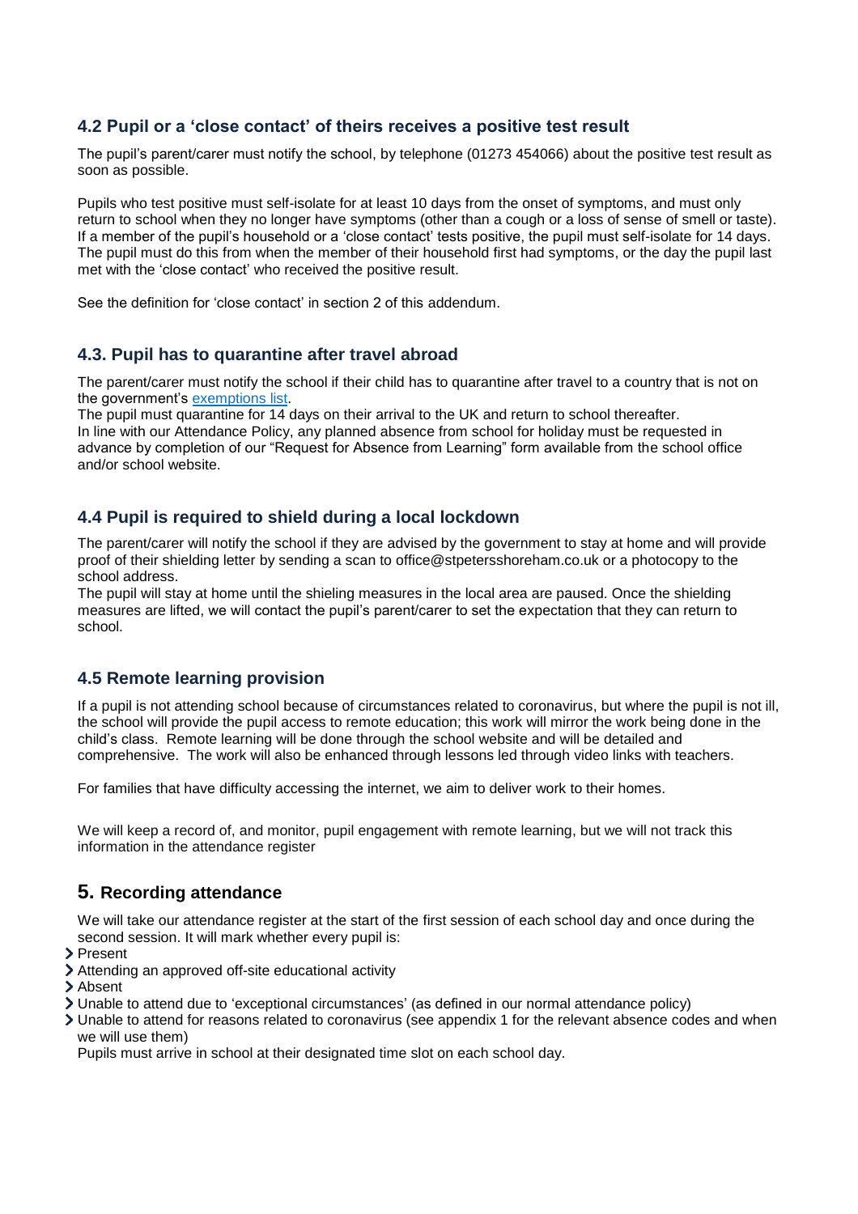### 4.2 Pupil or a 'close contact' of theirs receives a positive test result

The pupil's parent/carer must notify the school, by telephone (01273 454066) about the positive test result as soon as possible.

Pupils who test positive must self-isolate for at least 10 days from the onset of symptoms, and must only return to school when they no longer have symptoms (other than a cough or a loss of sense of smell or taste). If a member of the pupil's household or a 'close contact' tests positive, the pupil must self-isolate for 14 days. The pupil must do this from when the member of their household first had symptoms, or the day the pupil last met with the 'close contact' who received the positive result.

See the definition for 'close contact' in section 2 of this addendum.

### 4.3. Pupil has to quarantine after travel abroad

The parent/carer must notify the school if their child has to quarantine after travel to a country that is not on the government's exemptions list.

The pupil must quarantine for 14 days on their arrival to the UK and return to school thereafter.
In line with our Attendance Policy, any planned absence from school for holiday must be requested in advance by completion of our "Request for Absence from Learning" form available from the school office and/or school website.

### 4.4 Pupil is required to shield during a local lockdown

The parent/carer will notify the school if they are advised by the government to stay at home and will provide proof of their shielding letter by sending a scan to office@stpetersshoreham.co.uk or a photocopy to the school address.

The pupil will stay at home until the shieling measures in the local area are paused. Once the shielding measures are lifted, we will contact the pupil's parent/carer to set the expectation that they can return to school.

### 4.5 Remote learning provision

If a pupil is not attending school because of circumstances related to coronavirus, but where the pupil is not ill, the school will provide the pupil access to remote education; this work will mirror the work being done in the child's class. Remote learning will be done through the school website and will be detailed and comprehensive. The work will also be enhanced through lessons led through video links with teachers.

For families that have difficulty accessing the internet, we aim to deliver work to their homes.

We will keep a record of, and monitor, pupil engagement with remote learning, but we will not track this information in the attendance register

## 5. Recording attendance

We will take our attendance register at the start of the first session of each school day and once during the second session. It will mark whether every pupil is:

- Present
- Attending an approved off-site educational activity
- Absent
- Unable to attend due to 'exceptional circumstances' (as defined in our normal attendance policy)
- Unable to attend for reasons related to coronavirus (see appendix 1 for the relevant absence codes and when we will use them)

Pupils must arrive in school at their designated time slot on each school day.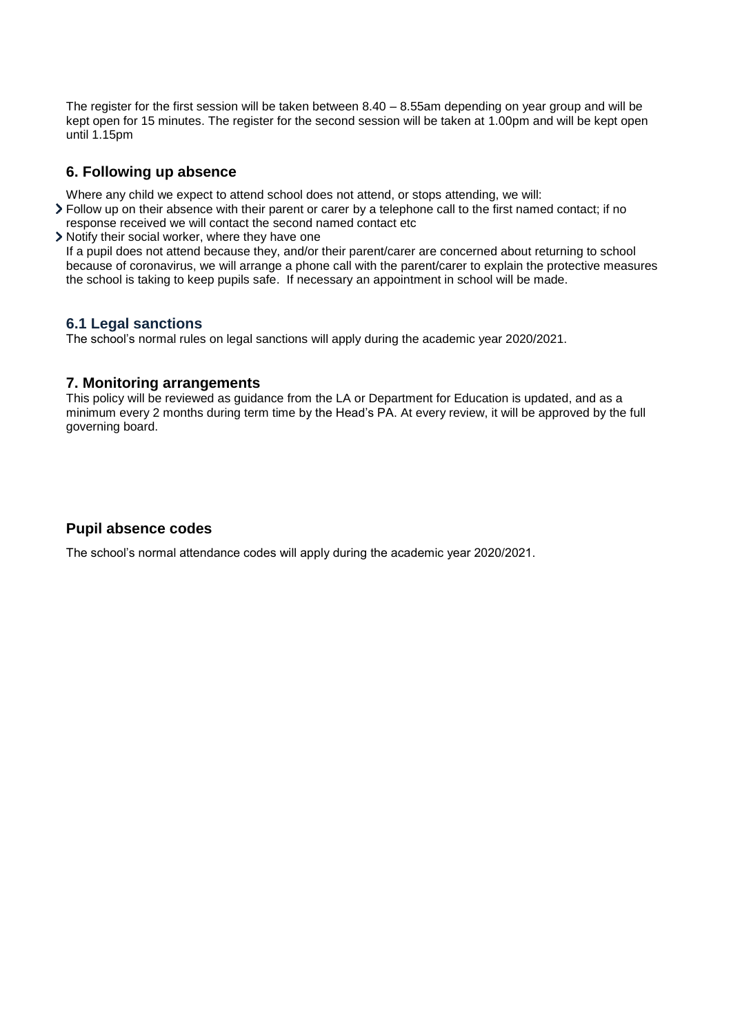The register for the first session will be taken between 8.40 – 8.55am depending on year group and will be kept open for 15 minutes. The register for the second session will be taken at 1.00pm and will be kept open until 1.15pm

## 6. Following up absence

Where any child we expect to attend school does not attend, or stops attending, we will:

- Follow up on their absence with their parent or carer by a telephone call to the first named contact; if no response received we will contact the second named contact etc
- Notify their social worker, where they have one

If a pupil does not attend because they, and/or their parent/carer are concerned about returning to school because of coronavirus, we will arrange a phone call with the parent/carer to explain the protective measures the school is taking to keep pupils safe. If necessary an appointment in school will be made.

### 6.1 Legal sanctions

The school's normal rules on legal sanctions will apply during the academic year 2020/2021.

## 7. Monitoring arrangements

This policy will be reviewed as guidance from the LA or Department for Education is updated, and as a minimum every 2 months during term time by the Head's PA. At every review, it will be approved by the full governing board.

## Pupil absence codes

The school's normal attendance codes will apply during the academic year 2020/2021.